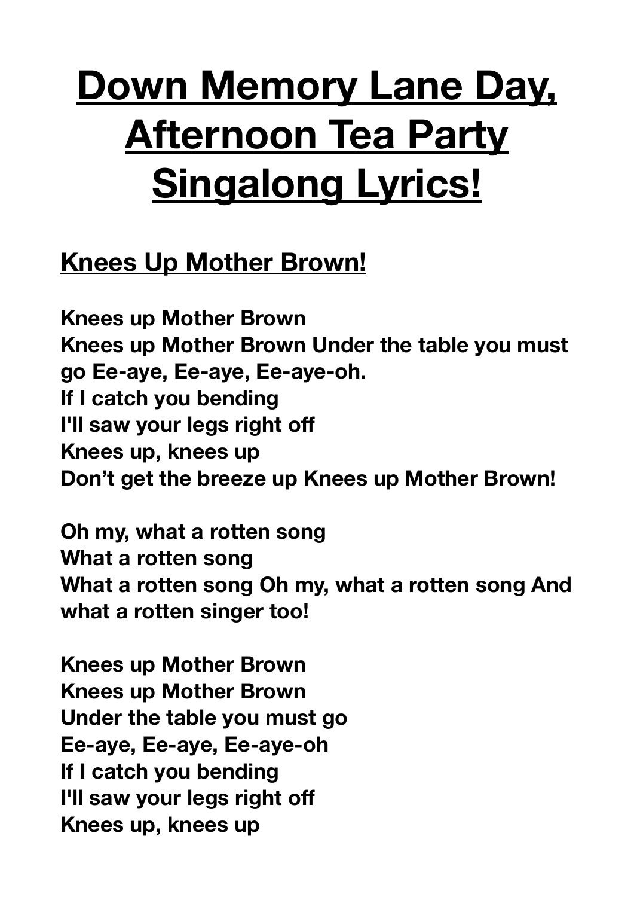# Down Memory Lane Day, Afternoon Tea Party Singalong Lyrics!

## Knees Up Mother Brown!

**Knees up Mother Brown**
**Knees up Mother Brown Under the table you must go Ee-aye, Ee-aye, Ee-aye-oh.**
**If I catch you bending**
**I'll saw your legs right off**
**Knees up, knees up**
**Don't get the breeze up Knees up Mother Brown!**

**Oh my, what a rotten song**
**What a rotten song**
**What a rotten song Oh my, what a rotten song And what a rotten singer too!**

**Knees up Mother Brown**
**Knees up Mother Brown**
**Under the table you must go**
**Ee-aye, Ee-aye, Ee-aye-oh**
**If I catch you bending**
**I'll saw your legs right off**
**Knees up, knees up**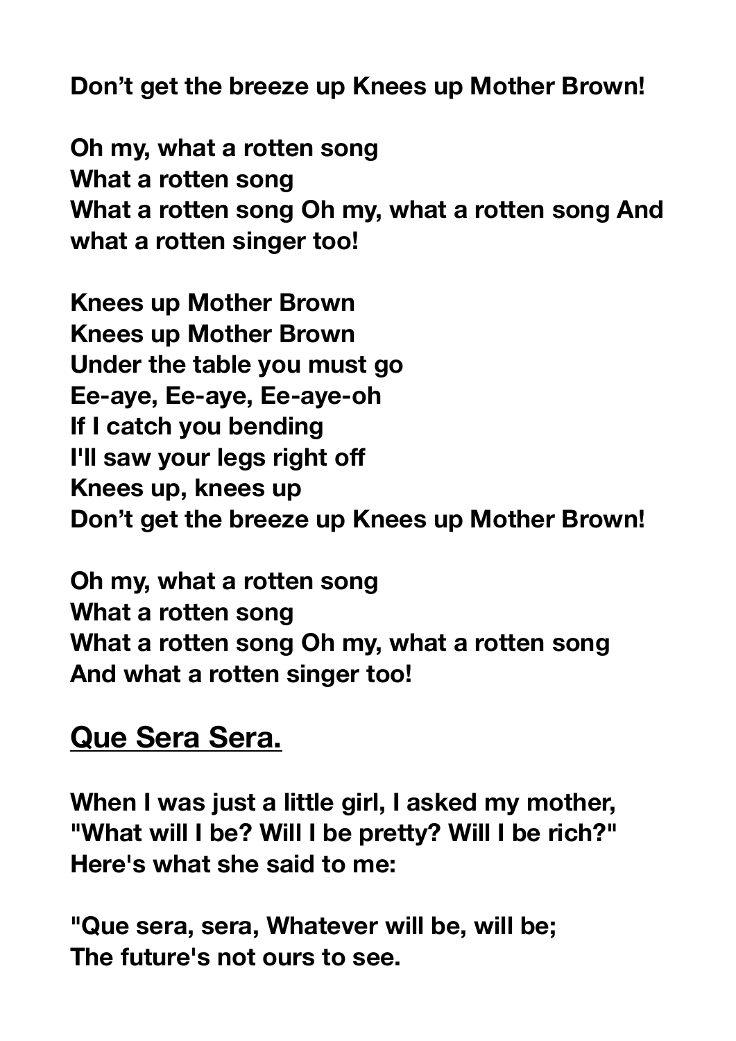**Don’t get the breeze up Knees up Mother Brown!**

**Oh my, what a rotten song**
**What a rotten song**
**What a rotten song Oh my, what a rotten song And what a rotten singer too!**

**Knees up Mother Brown**
**Knees up Mother Brown**
**Under the table you must go**
**Ee-aye, Ee-aye, Ee-aye-oh**
**If I catch you bending**
**I'll saw your legs right off**
**Knees up, knees up**
**Don’t get the breeze up Knees up Mother Brown!**

**Oh my, what a rotten song**
**What a rotten song**
**What a rotten song Oh my, what a rotten song**
**And what a rotten singer too!**

## Que Sera Sera.

**When I was just a little girl, I asked my mother, "What will I be? Will I be pretty? Will I be rich?" Here's what she said to me:**

**"Que sera, sera, Whatever will be, will be;**
**The future's not ours to see.**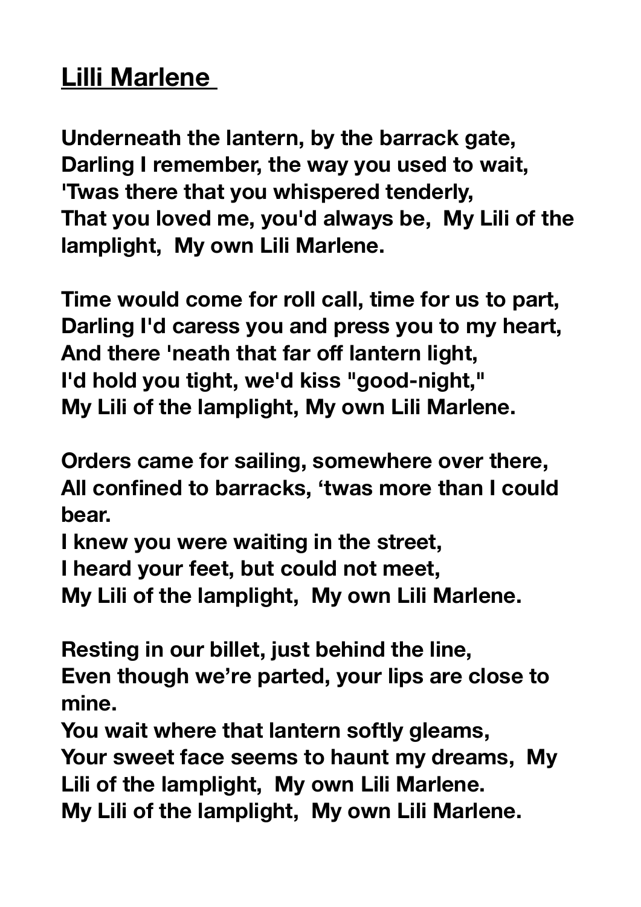## Lilli Marlene

**Underneath the lantern, by the barrack gate,**
**Darling I remember, the way you used to wait,**
**'Twas there that you whispered tenderly,**
**That you loved me, you'd always be, My Lili of the lamplight, My own Lili Marlene.**

**Time would come for roll call, time for us to part,**
**Darling I'd caress you and press you to my heart,**
**And there 'neath that far off lantern light,**
**I'd hold you tight, we'd kiss "good-night,"**
**My Lili of the lamplight, My own Lili Marlene.**

**Orders came for sailing, somewhere over there,**
**All confined to barracks, 'twas more than I could bear.**
**I knew you were waiting in the street,**
**I heard your feet, but could not meet,**
**My Lili of the lamplight, My own Lili Marlene.**

**Resting in our billet, just behind the line,**
**Even though we're parted, your lips are close to mine.**
**You wait where that lantern softly gleams,**
**Your sweet face seems to haunt my dreams, My Lili of the lamplight, My own Lili Marlene.**
**My Lili of the lamplight, My own Lili Marlene.**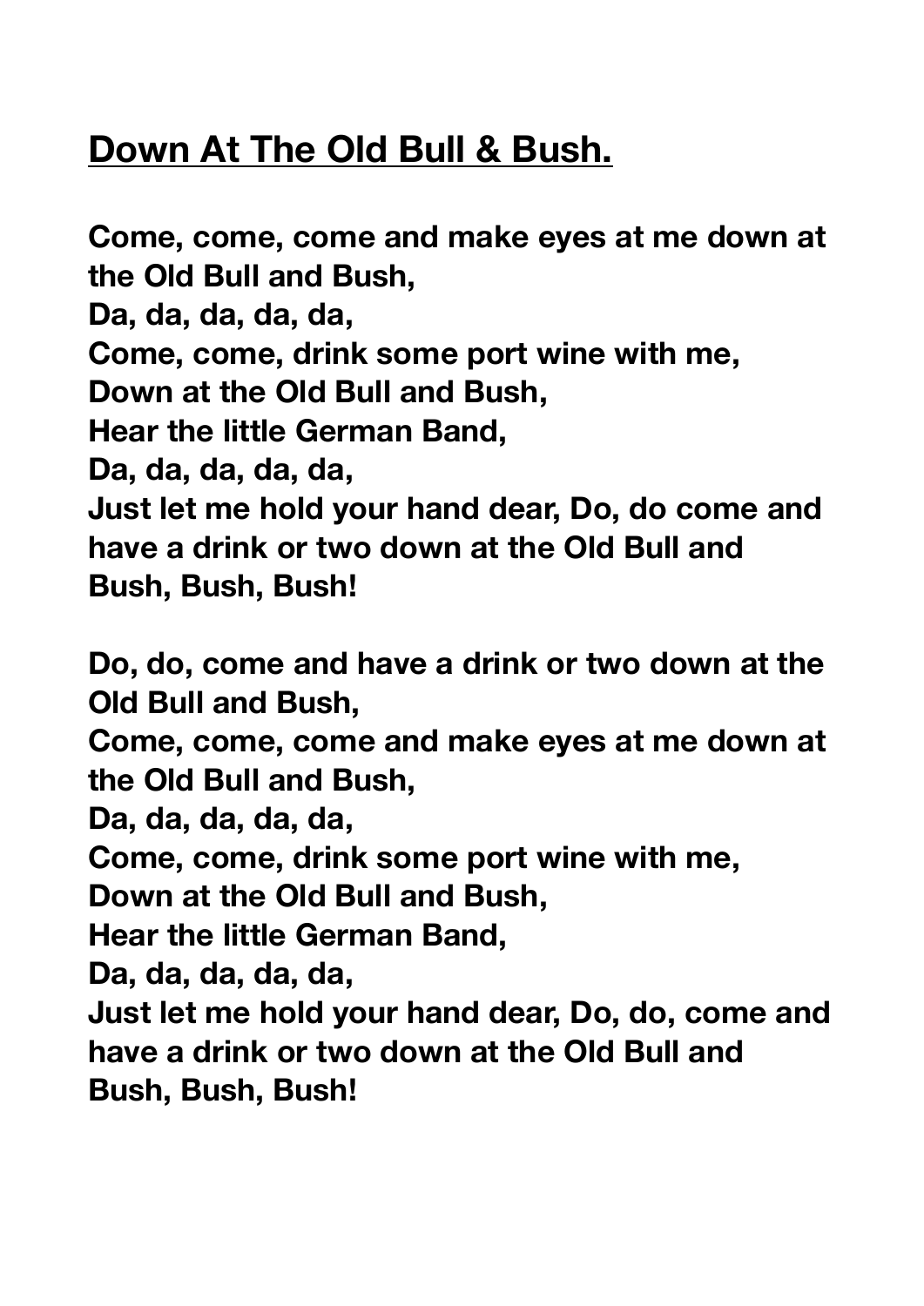## **Down At The Old Bull & Bush.**

**Come, come, come and make eyes at me down at the Old Bull and Bush,**
**Da, da, da, da, da,**
**Come, come, drink some port wine with me,**
**Down at the Old Bull and Bush,**
**Hear the little German Band,**
**Da, da, da, da, da,**
**Just let me hold your hand dear, Do, do come and have a drink or two down at the Old Bull and Bush, Bush, Bush!**

**Do, do, come and have a drink or two down at the Old Bull and Bush,**
**Come, come, come and make eyes at me down at the Old Bull and Bush,**
**Da, da, da, da, da,**
**Come, come, drink some port wine with me,**
**Down at the Old Bull and Bush,**
**Hear the little German Band,**
**Da, da, da, da, da,**
**Just let me hold your hand dear, Do, do, come and have a drink or two down at the Old Bull and Bush, Bush, Bush!**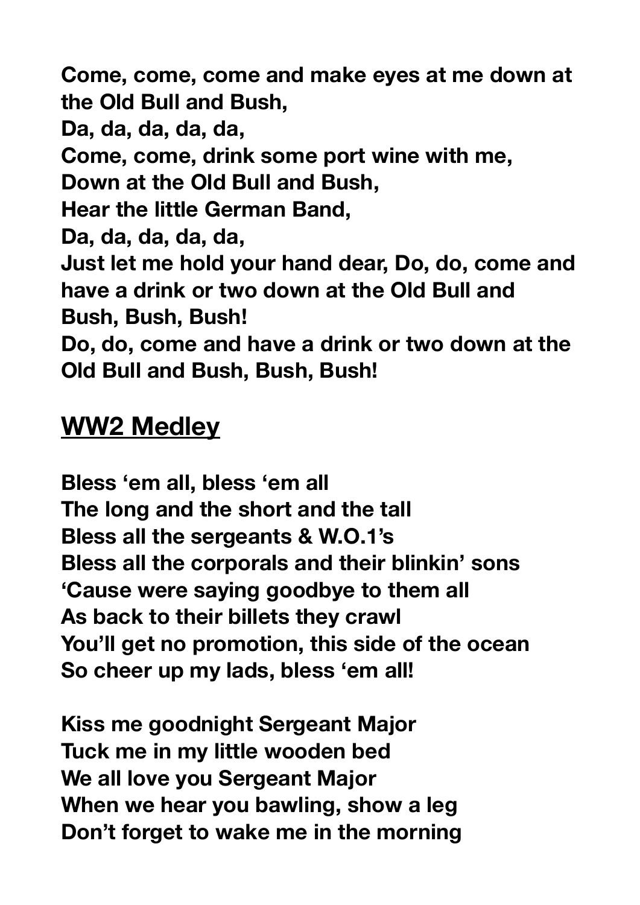**Come, come, come and make eyes at me down at the Old Bull and Bush,**
**Da, da, da, da, da,**
**Come, come, drink some port wine with me,**
**Down at the Old Bull and Bush,**
**Hear the little German Band,**
**Da, da, da, da, da,**
**Just let me hold your hand dear, Do, do, come and have a drink or two down at the Old Bull and Bush, Bush, Bush!**
**Do, do, come and have a drink or two down at the Old Bull and Bush, Bush, Bush!**

## WW2 Medley

**Bless 'em all, bless 'em all**
**The long and the short and the tall**
**Bless all the sergeants & W.O.1's**
**Bless all the corporals and their blinkin' sons**
**'Cause were saying goodbye to them all**
**As back to their billets they crawl**
**You'll get no promotion, this side of the ocean**
**So cheer up my lads, bless 'em all!**

**Kiss me goodnight Sergeant Major**
**Tuck me in my little wooden bed**
**We all love you Sergeant Major**
**When we hear you bawling, show a leg**
**Don't forget to wake me in the morning**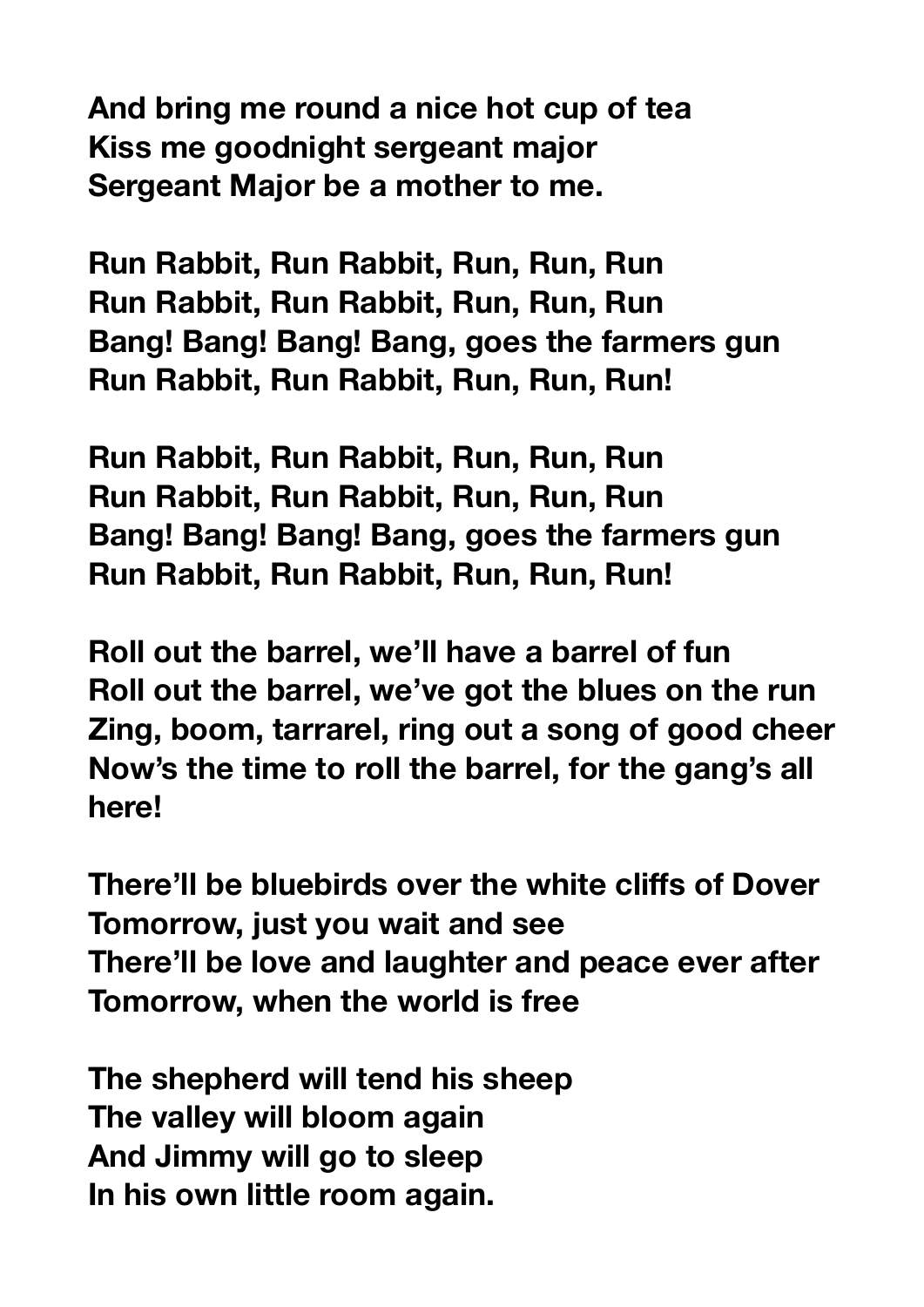**And bring me round a nice hot cup of tea**
**Kiss me goodnight sergeant major**
**Sergeant Major be a mother to me.**

**Run Rabbit, Run Rabbit, Run, Run, Run**
**Run Rabbit, Run Rabbit, Run, Run, Run**
**Bang! Bang! Bang! Bang, goes the farmers gun**
**Run Rabbit, Run Rabbit, Run, Run, Run!**

**Run Rabbit, Run Rabbit, Run, Run, Run**
**Run Rabbit, Run Rabbit, Run, Run, Run**
**Bang! Bang! Bang! Bang, goes the farmers gun**
**Run Rabbit, Run Rabbit, Run, Run, Run!**

**Roll out the barrel, we'll have a barrel of fun**
**Roll out the barrel, we've got the blues on the run**
**Zing, boom, tarrarel, ring out a song of good cheer**
**Now's the time to roll the barrel, for the gang's all here!**

**There'll be bluebirds over the white cliffs of Dover**
**Tomorrow, just you wait and see**
**There'll be love and laughter and peace ever after**
**Tomorrow, when the world is free**

**The shepherd will tend his sheep**
**The valley will bloom again**
**And Jimmy will go to sleep**
**In his own little room again.**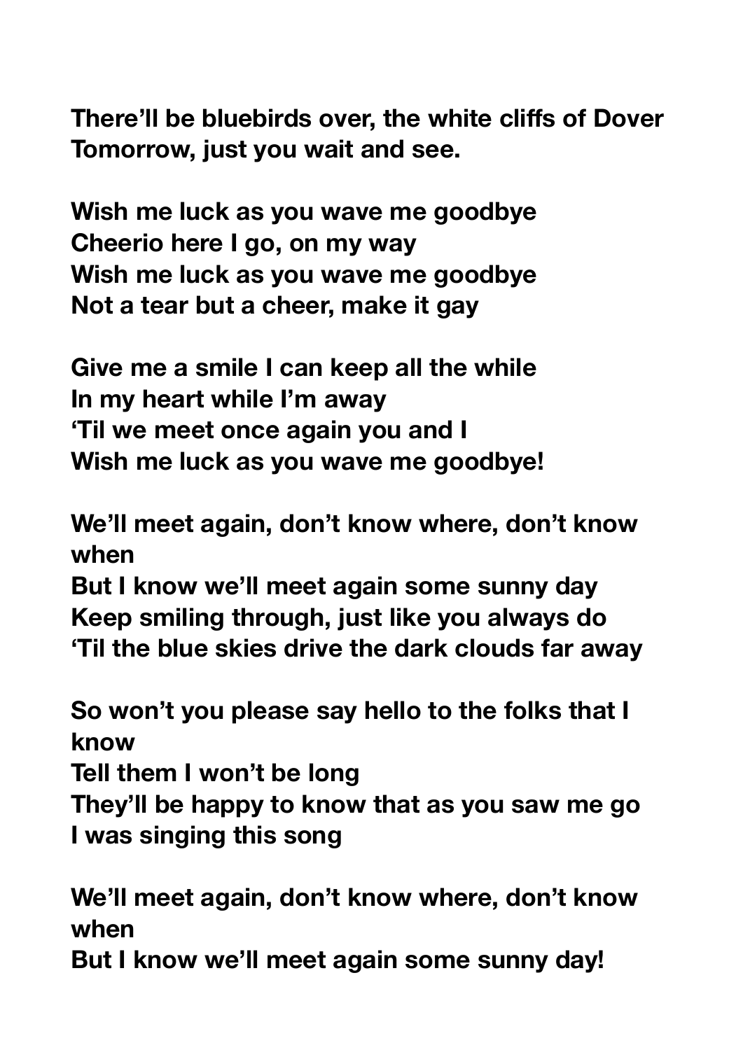**There'll be bluebirds over, the white cliffs of Dover**
**Tomorrow, just you wait and see.**

**Wish me luck as you wave me goodbye**
**Cheerio here I go, on my way**
**Wish me luck as you wave me goodbye**
**Not a tear but a cheer, make it gay**

**Give me a smile I can keep all the while**
**In my heart while I'm away**
**'Til we meet once again you and I**
**Wish me luck as you wave me goodbye!**

**We'll meet again, don't know where, don't know when**
**But I know we'll meet again some sunny day**
**Keep smiling through, just like you always do**
**'Til the blue skies drive the dark clouds far away**

**So won't you please say hello to the folks that I know**
**Tell them I won't be long**
**They'll be happy to know that as you saw me go**
**I was singing this song**

**We'll meet again, don't know where, don't know when**
**But I know we'll meet again some sunny day!**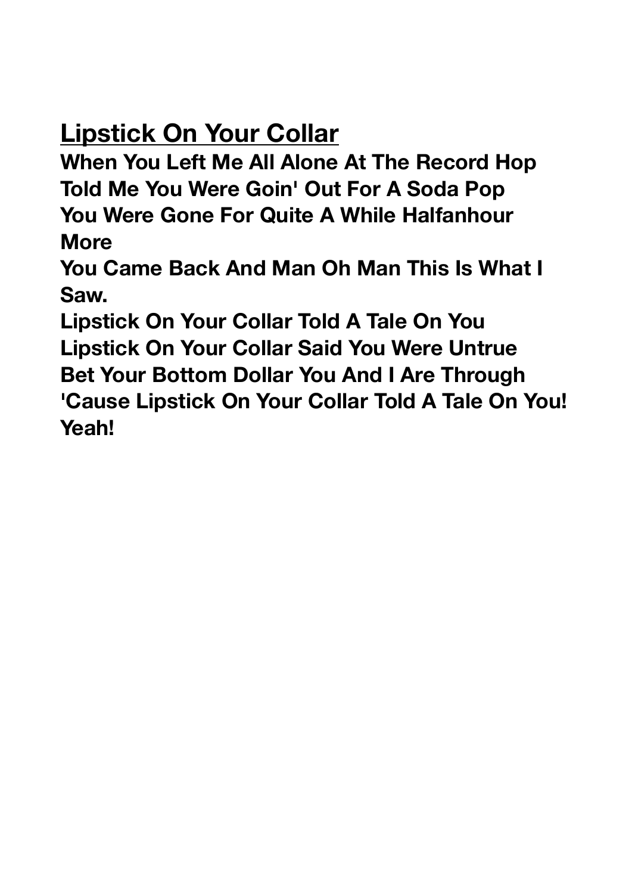## Lipstick On Your Collar

**When You Left Me All Alone At The Record Hop**
**Told Me You Were Goin' Out For A Soda Pop**
**You Were Gone For Quite A While Halfanhour More**
**You Came Back And Man Oh Man This Is What I Saw.**
**Lipstick On Your Collar Told A Tale On You**
**Lipstick On Your Collar Said You Were Untrue**
**Bet Your Bottom Dollar You And I Are Through**
**'Cause Lipstick On Your Collar Told A Tale On You!**
**Yeah!**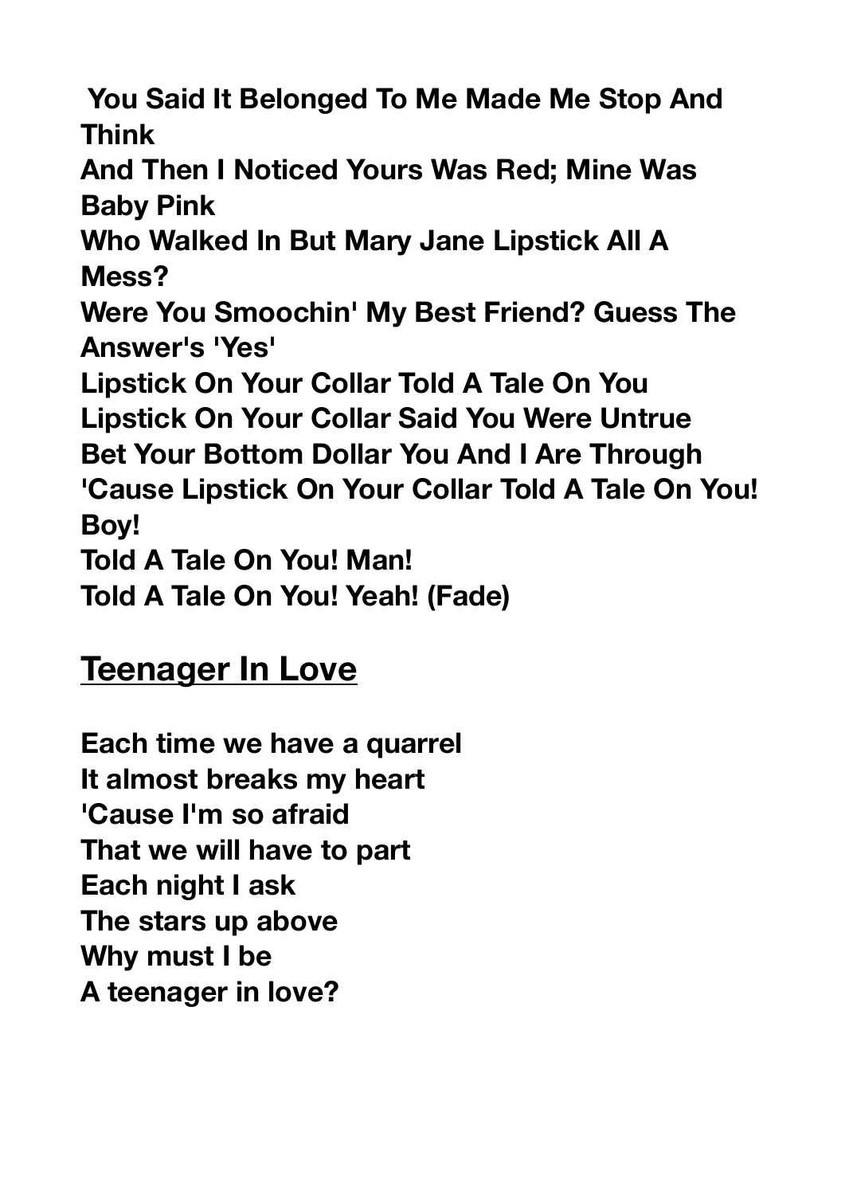**You Said It Belonged To Me Made Me Stop And Think**
**And Then I Noticed Yours Was Red; Mine Was Baby Pink**
**Who Walked In But Mary Jane Lipstick All A Mess?**
**Were You Smoochin' My Best Friend? Guess The Answer's 'Yes'**
**Lipstick On Your Collar Told A Tale On You**
**Lipstick On Your Collar Said You Were Untrue**
**Bet Your Bottom Dollar You And I Are Through**
**'Cause Lipstick On Your Collar Told A Tale On You! Boy!**
**Told A Tale On You! Man!**
**Told A Tale On You! Yeah! (Fade)**

## <u>Teenager In Love</u>

**Each time we have a quarrel**
**It almost breaks my heart**
**'Cause I'm so afraid**
**That we will have to part**
**Each night I ask**
**The stars up above**
**Why must I be**
**A teenager in love?**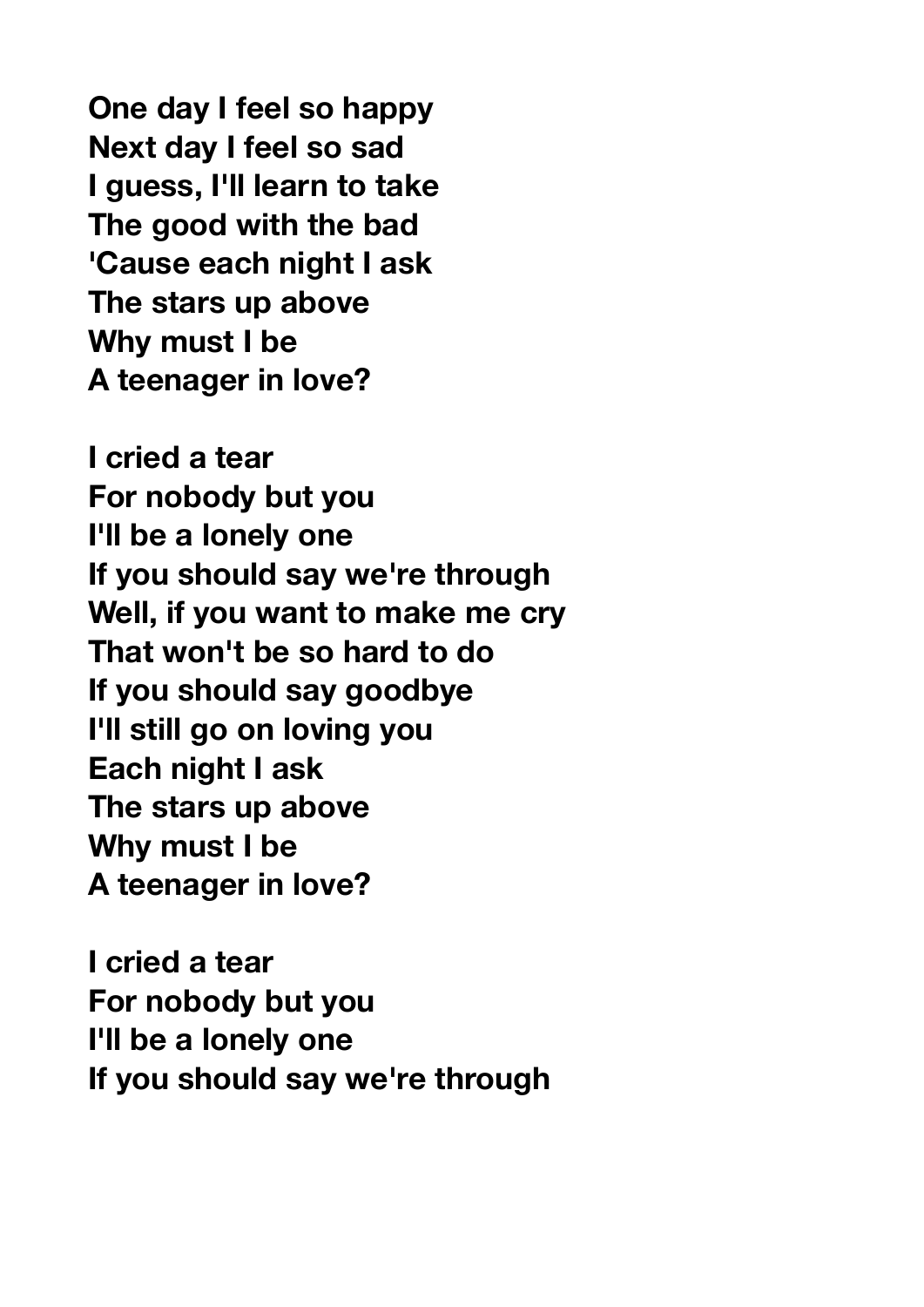**One day I feel so happy**
**Next day I feel so sad**
**I guess, I'll learn to take**
**The good with the bad**
**'Cause each night I ask**
**The stars up above**
**Why must I be**
**A teenager in love?**

**I cried a tear**
**For nobody but you**
**I'll be a lonely one**
**If you should say we're through**
**Well, if you want to make me cry**
**That won't be so hard to do**
**If you should say goodbye**
**I'll still go on loving you**
**Each night I ask**
**The stars up above**
**Why must I be**
**A teenager in love?**

**I cried a tear**
**For nobody but you**
**I'll be a lonely one**
**If you should say we're through**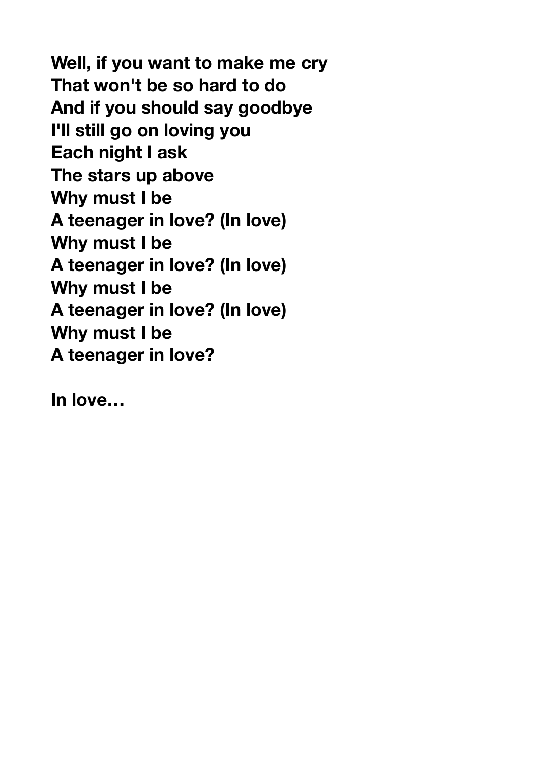**Well, if you want to make me cry**
**That won't be so hard to do**
**And if you should say goodbye**
**I'll still go on loving you**
**Each night I ask**
**The stars up above**
**Why must I be**
**A teenager in love? (In love)**
**Why must I be**
**A teenager in love? (In love)**
**Why must I be**
**A teenager in love? (In love)**
**Why must I be**
**A teenager in love?**

**In love…**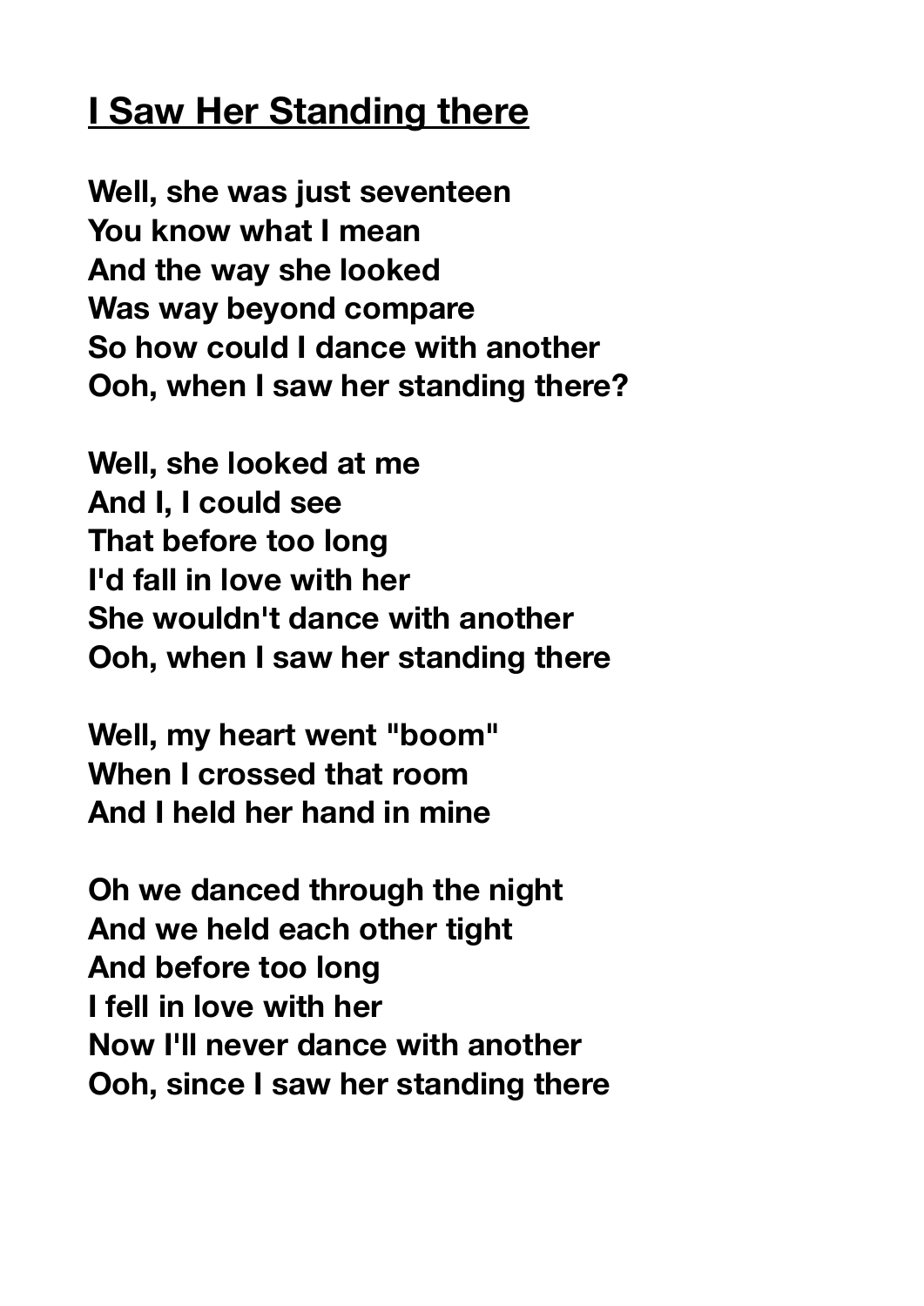# I Saw Her Standing there

**Well, she was just seventeen**
**You know what I mean**
**And the way she looked**
**Was way beyond compare**
**So how could I dance with another**
**Ooh, when I saw her standing there?**

**Well, she looked at me**
**And I, I could see**
**That before too long**
**I'd fall in love with her**
**She wouldn't dance with another**
**Ooh, when I saw her standing there**

**Well, my heart went "boom"**
**When I crossed that room**
**And I held her hand in mine**

**Oh we danced through the night**
**And we held each other tight**
**And before too long**
**I fell in love with her**
**Now I'll never dance with another**
**Ooh, since I saw her standing there**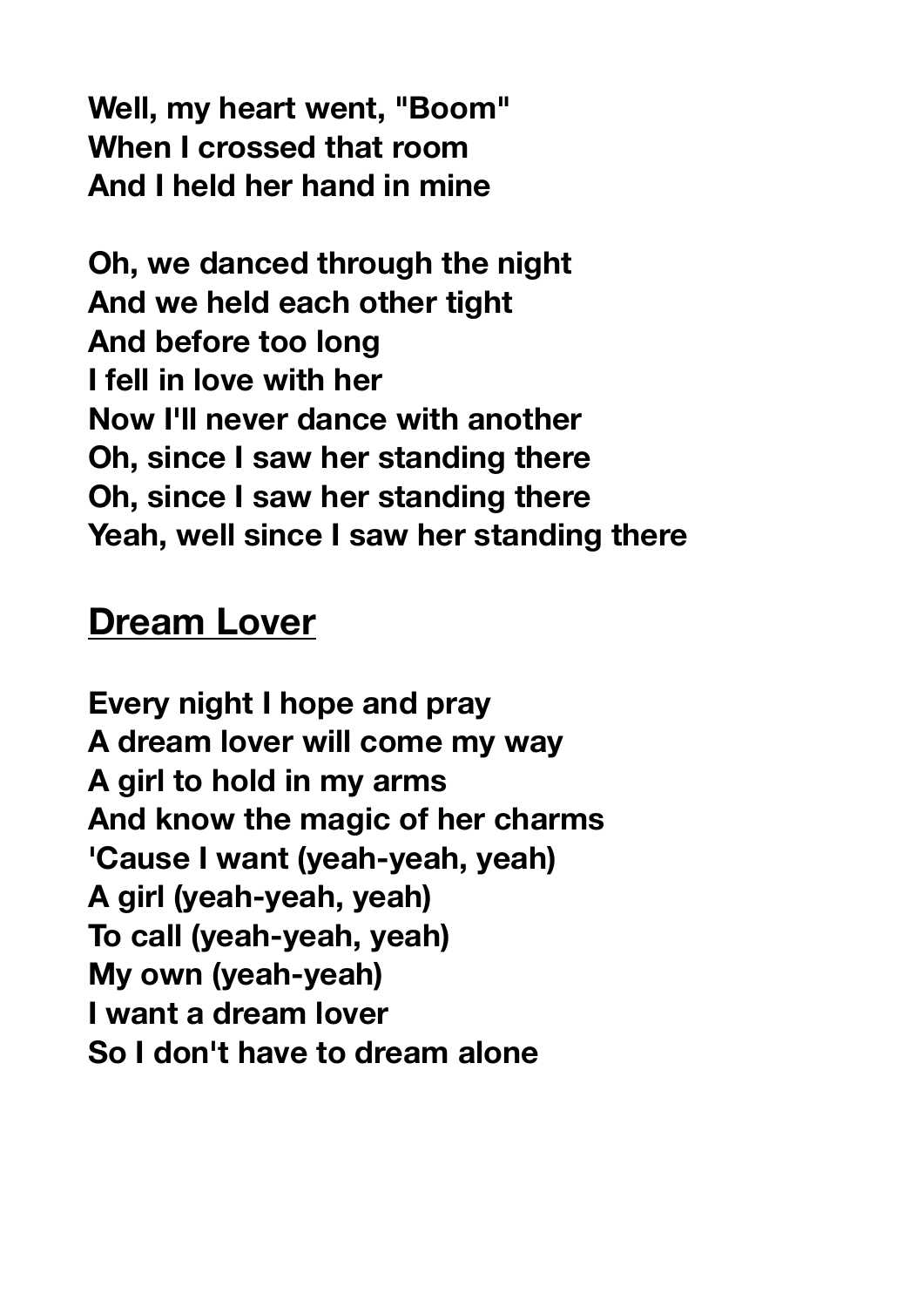**Well, my heart went, "Boom"**
**When I crossed that room**
**And I held her hand in mine**

**Oh, we danced through the night**
**And we held each other tight**
**And before too long**
**I fell in love with her**
**Now I'll never dance with another**
**Oh, since I saw her standing there**
**Oh, since I saw her standing there**
**Yeah, well since I saw her standing there**

## Dream Lover

**Every night I hope and pray**
**A dream lover will come my way**
**A girl to hold in my arms**
**And know the magic of her charms**
**'Cause I want (yeah-yeah, yeah)**
**A girl (yeah-yeah, yeah)**
**To call (yeah-yeah, yeah)**
**My own (yeah-yeah)**
**I want a dream lover**
**So I don't have to dream alone**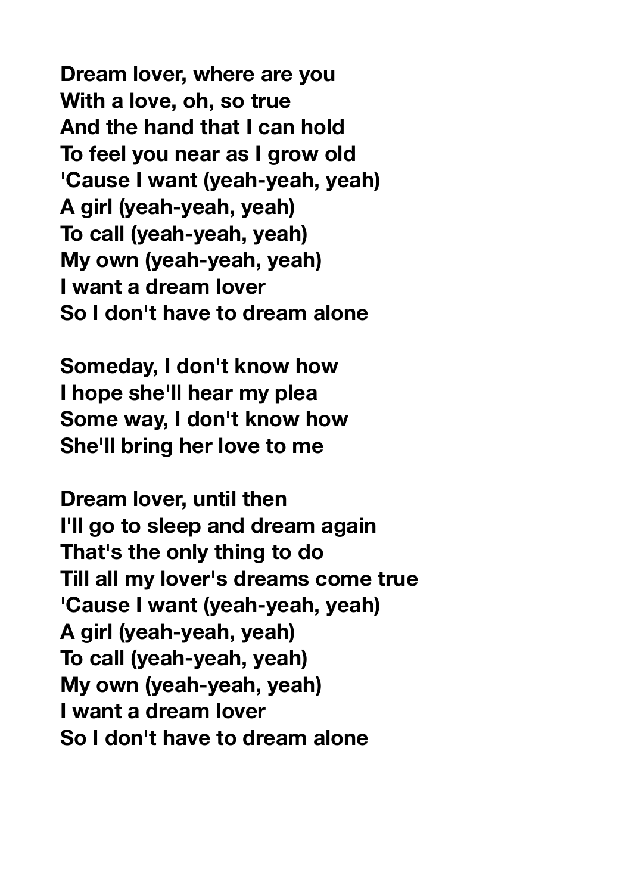**Dream lover, where are you**
**With a love, oh, so true**
**And the hand that I can hold**
**To feel you near as I grow old**
**'Cause I want (yeah-yeah, yeah)**
**A girl (yeah-yeah, yeah)**
**To call (yeah-yeah, yeah)**
**My own (yeah-yeah, yeah)**
**I want a dream lover**
**So I don't have to dream alone**

**Someday, I don't know how**
**I hope she'll hear my plea**
**Some way, I don't know how**
**She'll bring her love to me**

**Dream lover, until then**
**I'll go to sleep and dream again**
**That's the only thing to do**
**Till all my lover's dreams come true**
**'Cause I want (yeah-yeah, yeah)**
**A girl (yeah-yeah, yeah)**
**To call (yeah-yeah, yeah)**
**My own (yeah-yeah, yeah)**
**I want a dream lover**
**So I don't have to dream alone**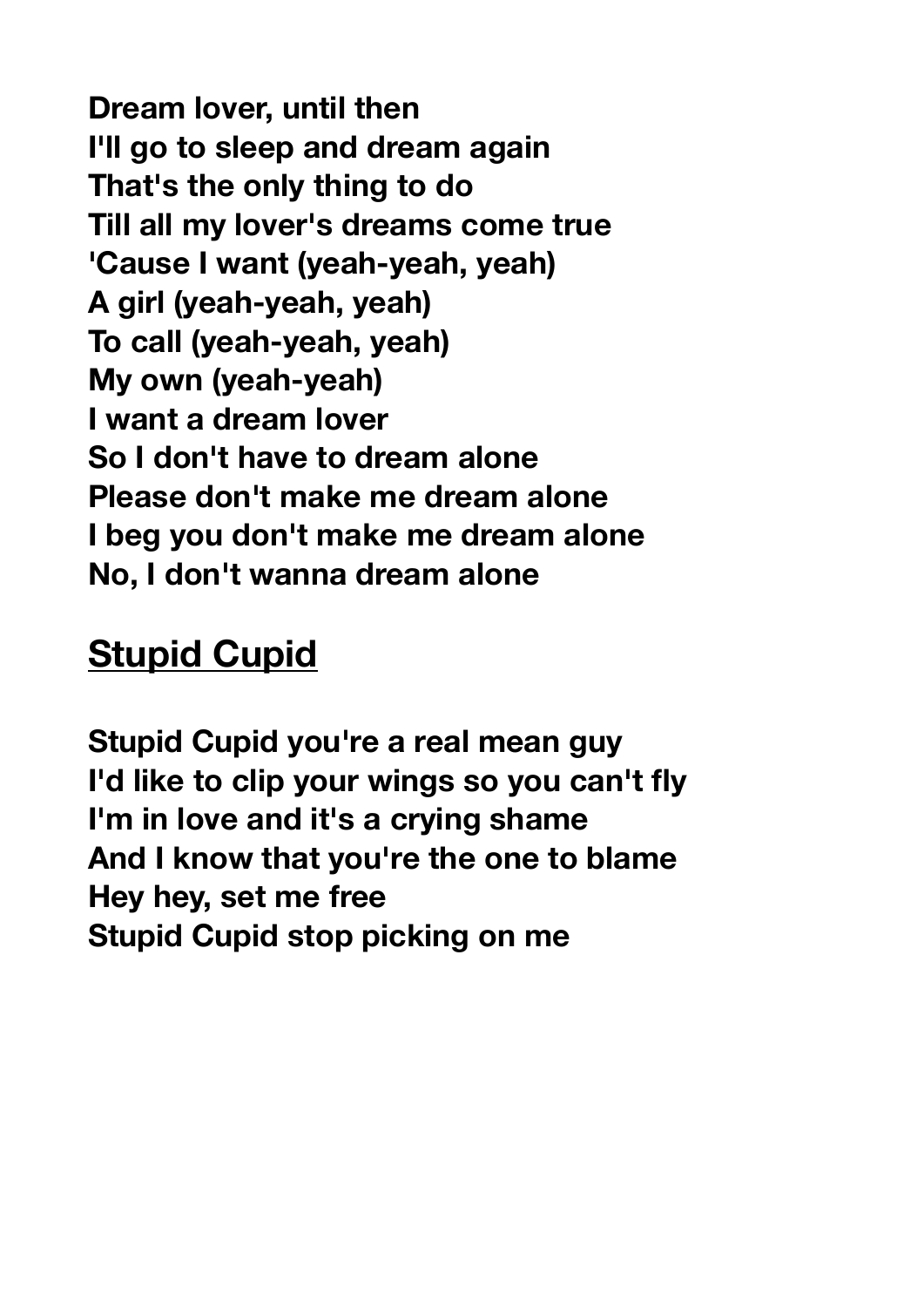**Dream lover, until then**
**I'll go to sleep and dream again**
**That's the only thing to do**
**Till all my lover's dreams come true**
**'Cause I want (yeah-yeah, yeah)**
**A girl (yeah-yeah, yeah)**
**To call (yeah-yeah, yeah)**
**My own (yeah-yeah)**
**I want a dream lover**
**So I don't have to dream alone**
**Please don't make me dream alone**
**I beg you don't make me dream alone**
**No, I don't wanna dream alone**

## Stupid Cupid

**Stupid Cupid you're a real mean guy**
**I'd like to clip your wings so you can't fly**
**I'm in love and it's a crying shame**
**And I know that you're the one to blame**
**Hey hey, set me free**
**Stupid Cupid stop picking on me**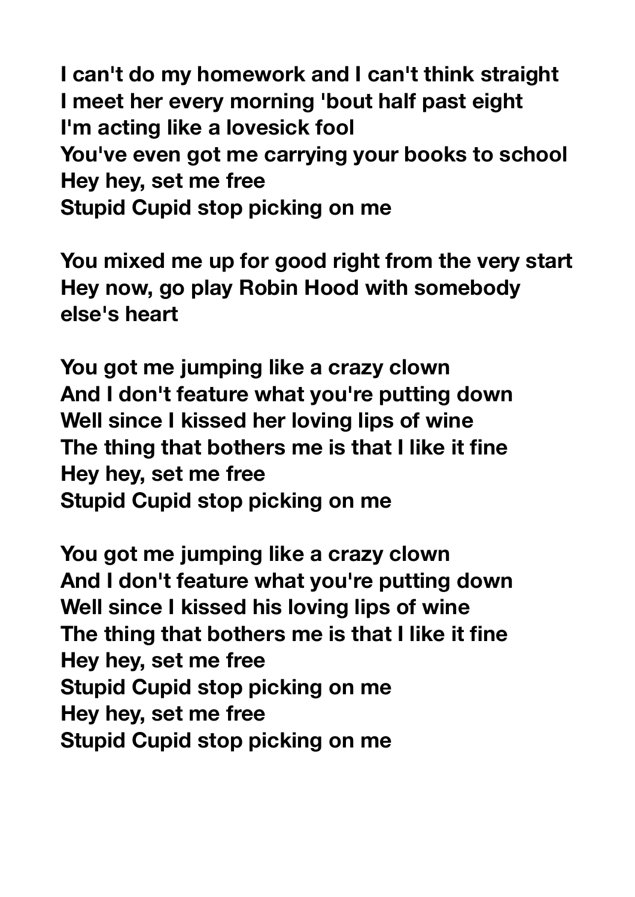**I can't do my homework and I can't think straight**
**I meet her every morning 'bout half past eight**
**I'm acting like a lovesick fool**
**You've even got me carrying your books to school**
**Hey hey, set me free**
**Stupid Cupid stop picking on me**

**You mixed me up for good right from the very start**
**Hey now, go play Robin Hood with somebody else's heart**

**You got me jumping like a crazy clown**
**And I don't feature what you're putting down**
**Well since I kissed her loving lips of wine**
**The thing that bothers me is that I like it fine**
**Hey hey, set me free**
**Stupid Cupid stop picking on me**

**You got me jumping like a crazy clown**
**And I don't feature what you're putting down**
**Well since I kissed his loving lips of wine**
**The thing that bothers me is that I like it fine**
**Hey hey, set me free**
**Stupid Cupid stop picking on me**
**Hey hey, set me free**
**Stupid Cupid stop picking on me**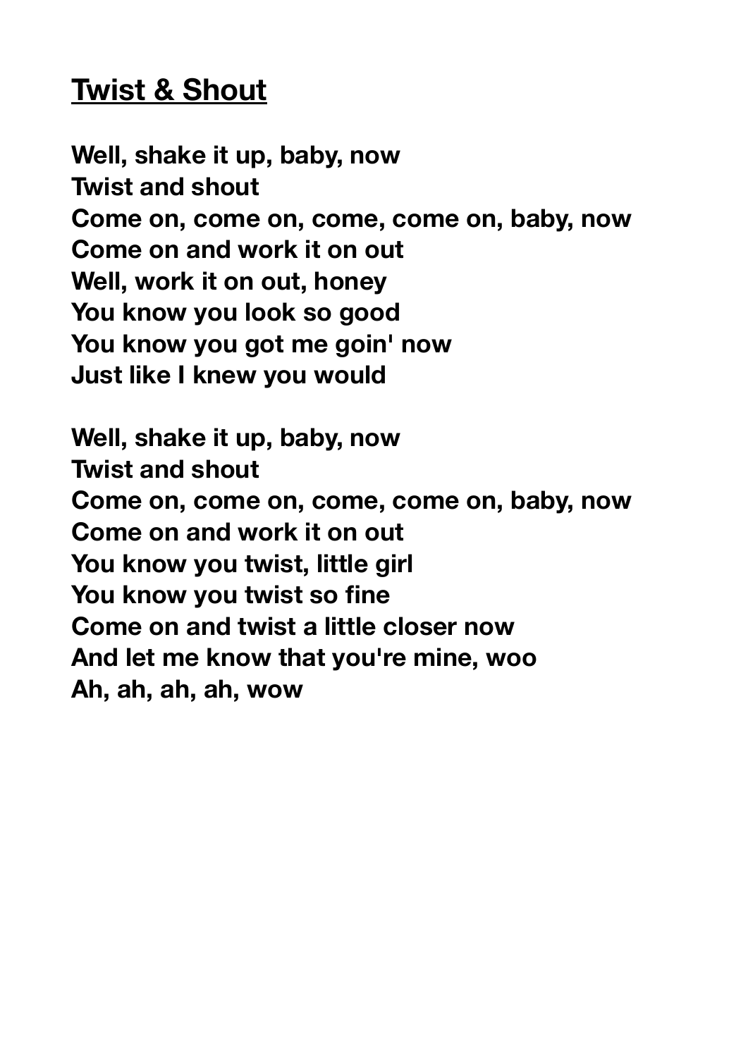## Twist & Shout

**Well, shake it up, baby, now**
**Twist and shout**
**Come on, come on, come, come on, baby, now**
**Come on and work it on out**
**Well, work it on out, honey**
**You know you look so good**
**You know you got me goin' now**
**Just like I knew you would**

**Well, shake it up, baby, now**
**Twist and shout**
**Come on, come on, come, come on, baby, now**
**Come on and work it on out**
**You know you twist, little girl**
**You know you twist so fine**
**Come on and twist a little closer now**
**And let me know that you're mine, woo**
**Ah, ah, ah, ah, wow**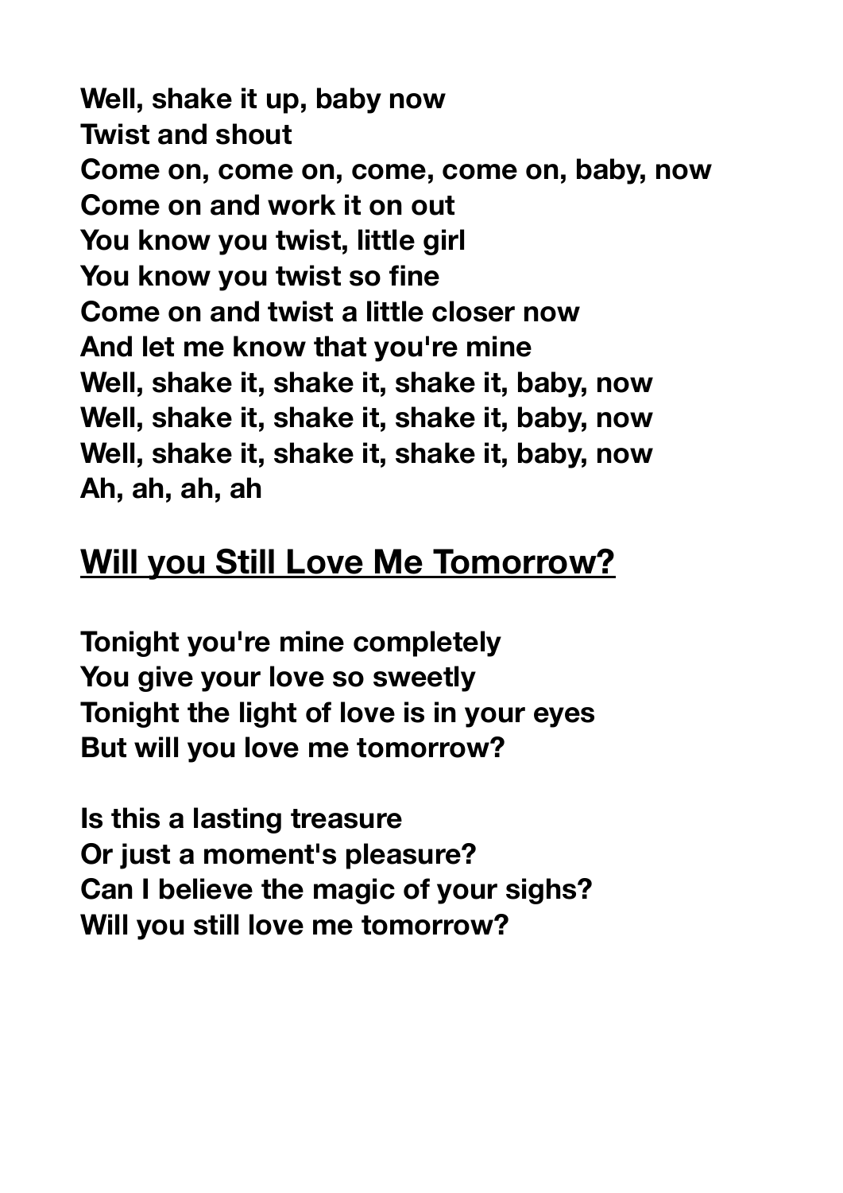**Well, shake it up, baby now**
**Twist and shout**
**Come on, come on, come, come on, baby, now**
**Come on and work it on out**
**You know you twist, little girl**
**You know you twist so fine**
**Come on and twist a little closer now**
**And let me know that you're mine**
**Well, shake it, shake it, shake it, baby, now**
**Well, shake it, shake it, shake it, baby, now**
**Well, shake it, shake it, shake it, baby, now**
**Ah, ah, ah, ah**

## Will you Still Love Me Tomorrow?

**Tonight you're mine completely**
**You give your love so sweetly**
**Tonight the light of love is in your eyes**
**But will you love me tomorrow?**

**Is this a lasting treasure**
**Or just a moment's pleasure?**
**Can I believe the magic of your sighs?**
**Will you still love me tomorrow?**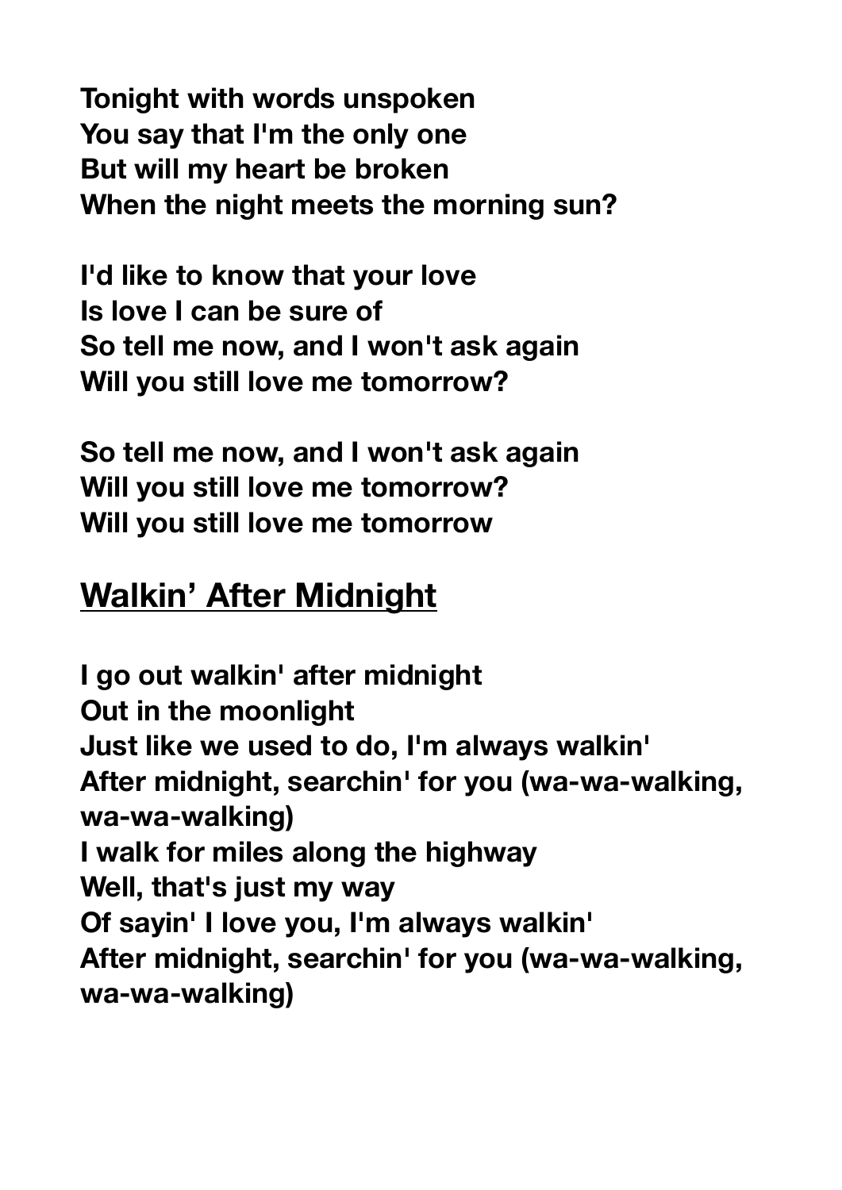Tonight with words unspoken
You say that I'm the only one
But will my heart be broken
When the night meets the morning sun?

I'd like to know that your love
Is love I can be sure of
So tell me now, and I won't ask again
Will you still love me tomorrow?

So tell me now, and I won't ask again
Will you still love me tomorrow?
Will you still love me tomorrow

## Walkin' After Midnight

I go out walkin' after midnight
Out in the moonlight
Just like we used to do, I'm always walkin'
After midnight, searchin' for you (wa-wa-walking, wa-wa-walking)
I walk for miles along the highway
Well, that's just my way
Of sayin' I love you, I'm always walkin'
After midnight, searchin' for you (wa-wa-walking, wa-wa-walking)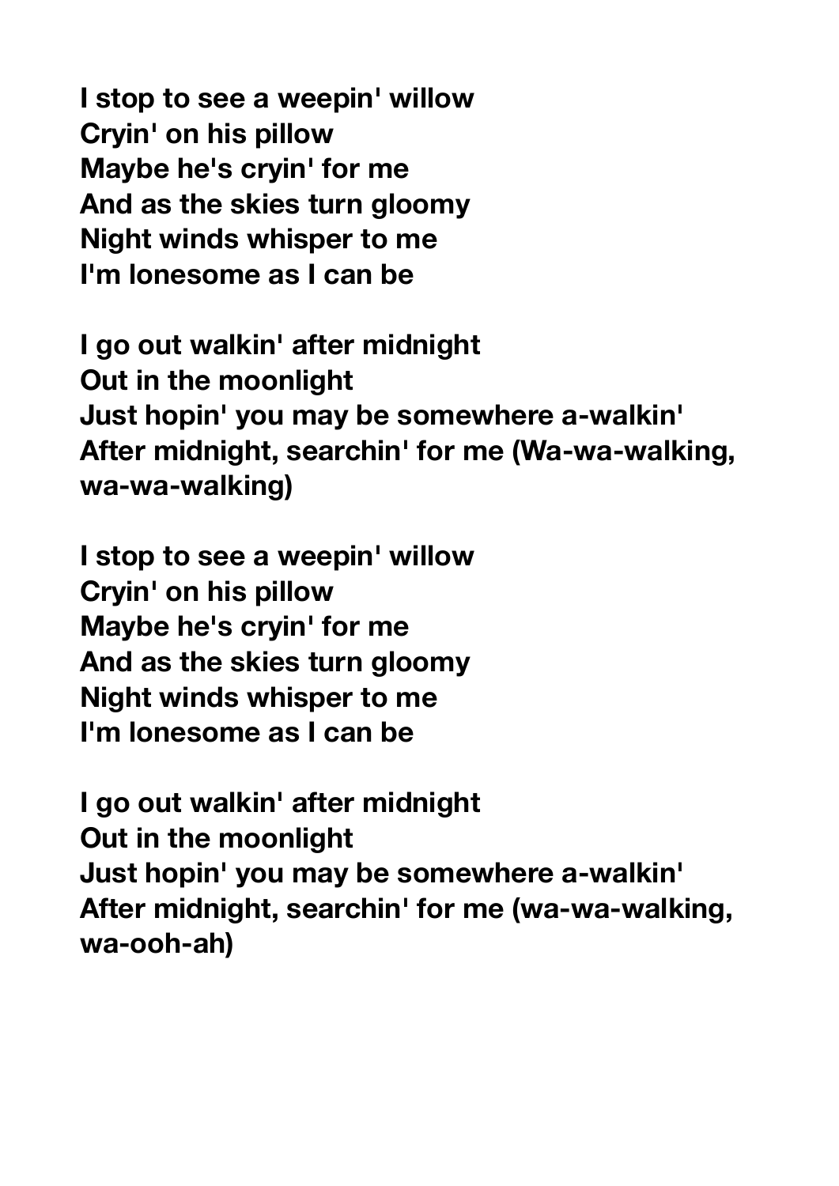**I stop to see a weepin' willow**
**Cryin' on his pillow**
**Maybe he's cryin' for me**
**And as the skies turn gloomy**
**Night winds whisper to me**
**I'm lonesome as I can be**

**I go out walkin' after midnight**
**Out in the moonlight**
**Just hopin' you may be somewhere a-walkin'**
**After midnight, searchin' for me (Wa-wa-walking, wa-wa-walking)**

**I stop to see a weepin' willow**
**Cryin' on his pillow**
**Maybe he's cryin' for me**
**And as the skies turn gloomy**
**Night winds whisper to me**
**I'm lonesome as I can be**

**I go out walkin' after midnight**
**Out in the moonlight**
**Just hopin' you may be somewhere a-walkin'**
**After midnight, searchin' for me (wa-wa-walking, wa-ooh-ah)**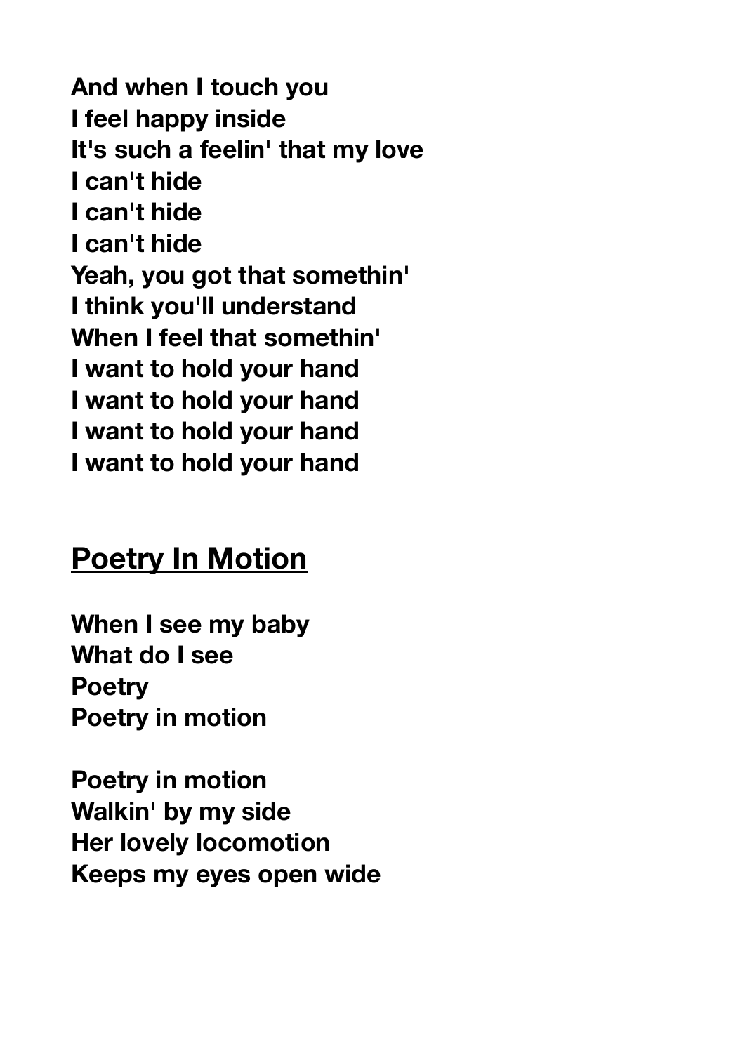**And when I touch you**
**I feel happy inside**
**It's such a feelin' that my love**
**I can't hide**
**I can't hide**
**I can't hide**
**Yeah, you got that somethin'**
**I think you'll understand**
**When I feel that somethin'**
**I want to hold your hand**
**I want to hold your hand**
**I want to hold your hand**
**I want to hold your hand**

## Poetry In Motion

**When I see my baby**
**What do I see**
**Poetry**
**Poetry in motion**

**Poetry in motion**
**Walkin' by my side**
**Her lovely locomotion**
**Keeps my eyes open wide**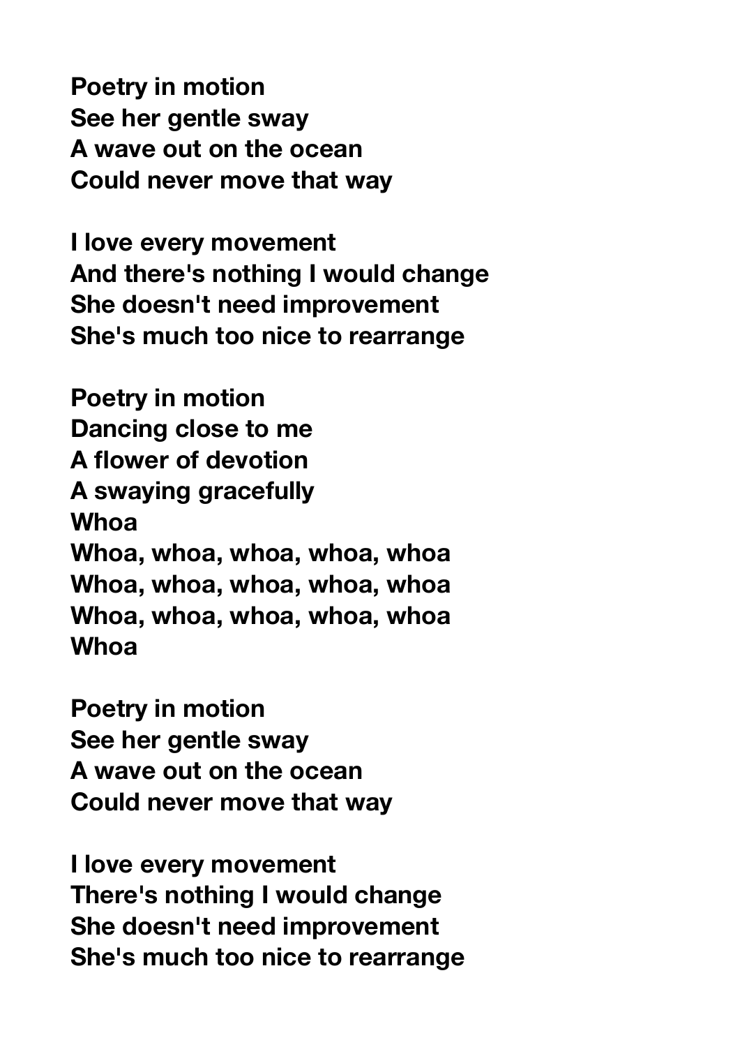**Poetry in motion**
**See her gentle sway**
**A wave out on the ocean**
**Could never move that way**

**I love every movement**
**And there's nothing I would change**
**She doesn't need improvement**
**She's much too nice to rearrange**

**Poetry in motion**
**Dancing close to me**
**A flower of devotion**
**A swaying gracefully**
**Whoa**
**Whoa, whoa, whoa, whoa, whoa**
**Whoa, whoa, whoa, whoa, whoa**
**Whoa, whoa, whoa, whoa, whoa**
**Whoa**

**Poetry in motion**
**See her gentle sway**
**A wave out on the ocean**
**Could never move that way**

**I love every movement**
**There's nothing I would change**
**She doesn't need improvement**
**She's much too nice to rearrange**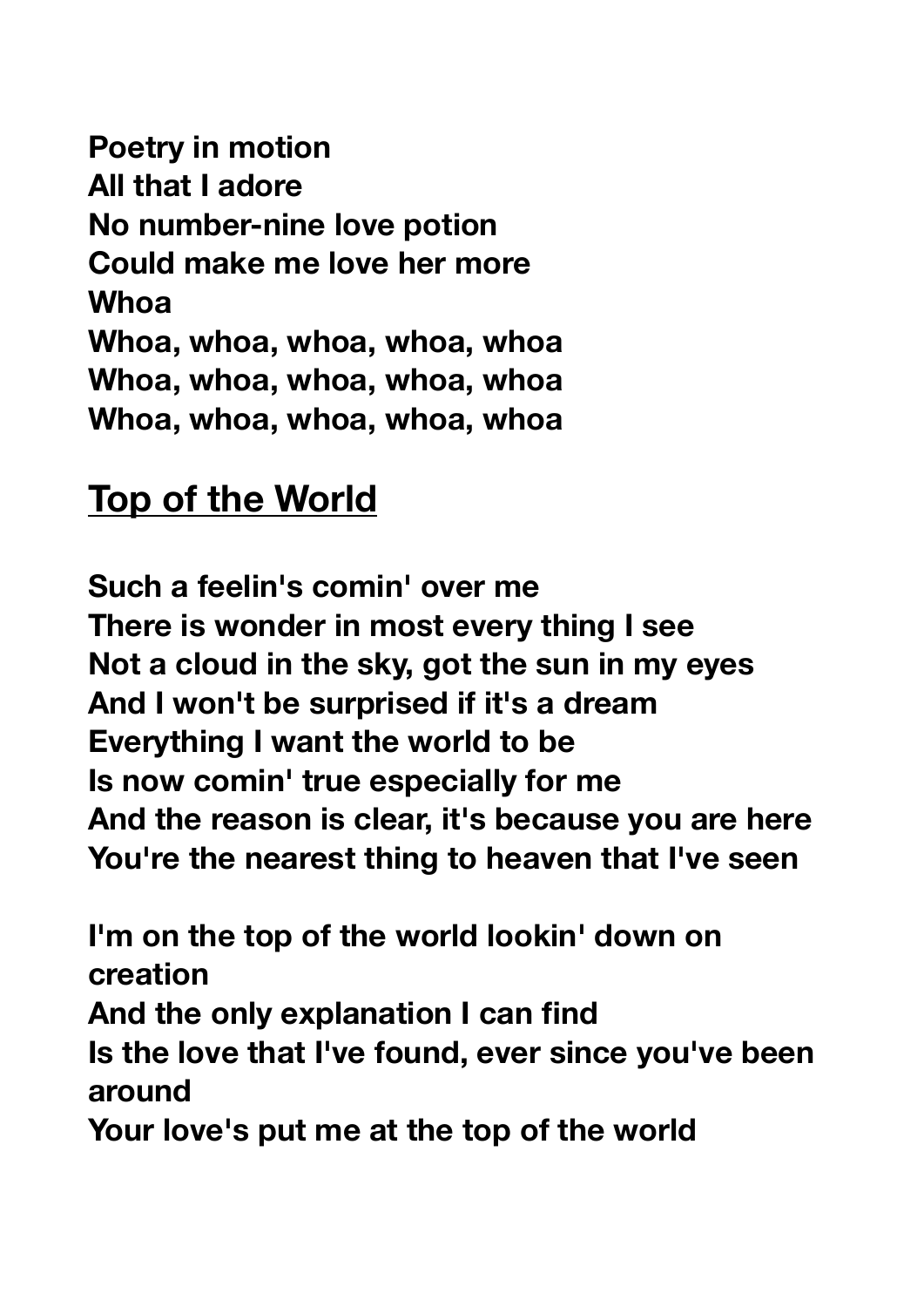**Poetry in motion**
**All that I adore**
**No number-nine love potion**
**Could make me love her more**
**Whoa**
**Whoa, whoa, whoa, whoa, whoa**
**Whoa, whoa, whoa, whoa, whoa**
**Whoa, whoa, whoa, whoa, whoa**

## Top of the World

**Such a feelin's comin' over me**
**There is wonder in most every thing I see**
**Not a cloud in the sky, got the sun in my eyes**
**And I won't be surprised if it's a dream**
**Everything I want the world to be**
**Is now comin' true especially for me**
**And the reason is clear, it's because you are here**
**You're the nearest thing to heaven that I've seen**

**I'm on the top of the world lookin' down on creation**
**And the only explanation I can find**
**Is the love that I've found, ever since you've been around**
**Your love's put me at the top of the world**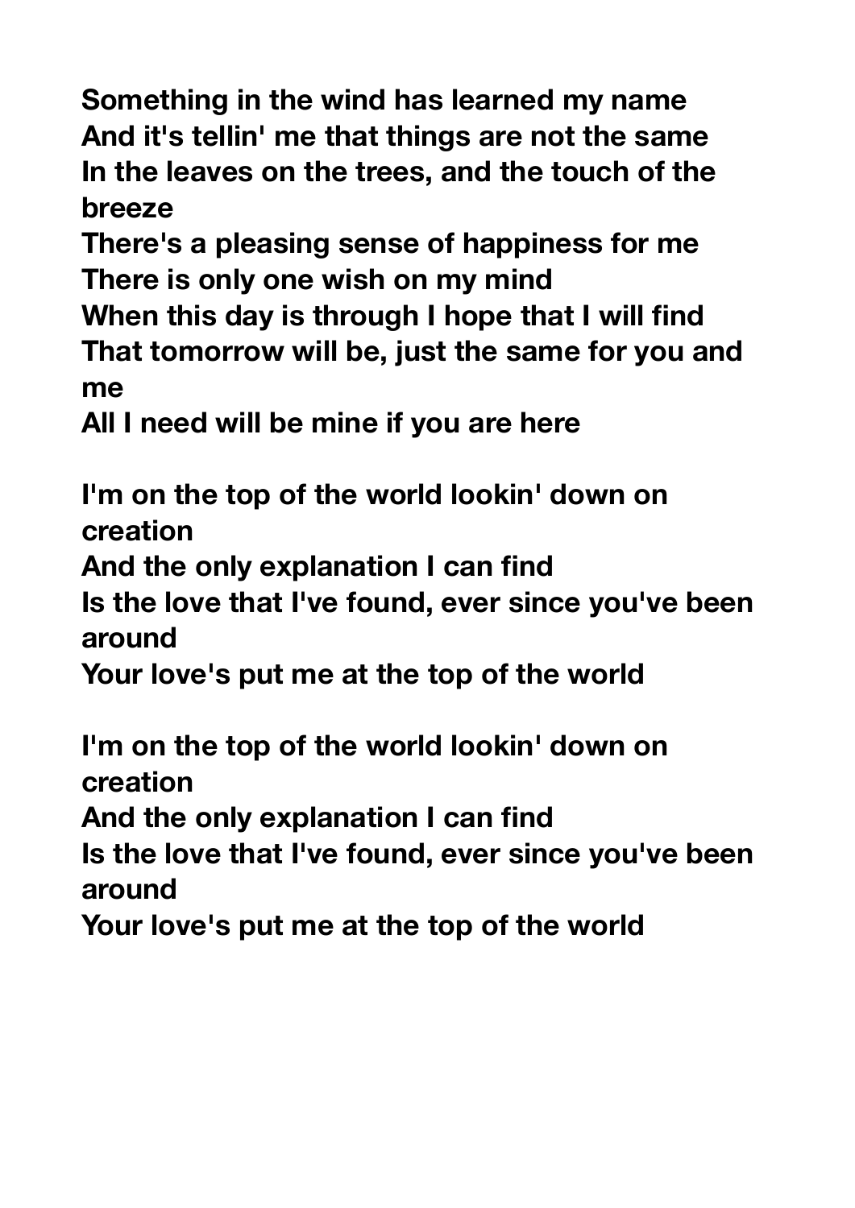Something in the wind has learned my name
And it's tellin' me that things are not the same
In the leaves on the trees, and the touch of the breeze
There's a pleasing sense of happiness for me
There is only one wish on my mind
When this day is through I hope that I will find
That tomorrow will be, just the same for you and me
All I need will be mine if you are here

I'm on the top of the world lookin' down on creation
And the only explanation I can find
Is the love that I've found, ever since you've been around
Your love's put me at the top of the world

I'm on the top of the world lookin' down on creation
And the only explanation I can find
Is the love that I've found, ever since you've been around
Your love's put me at the top of the world